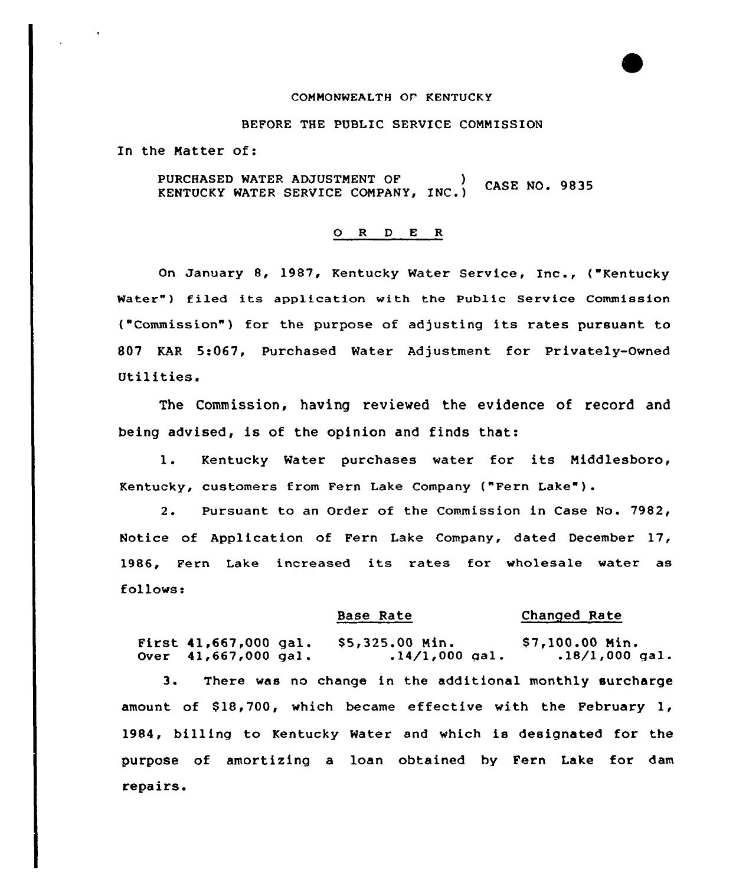COMMONWEALTH OF KENTUCKY

BEFORE THE PUBLIC SERVICE COMMISSION

In the Matter of:

PURCHASED WATER ADJUSTMENT OF KENTUCKY WATER SERVICE COMPANY, INC.) CASE NO. 9835

## O R D E R

On January 8, 1987, Kentucky Water Service, Inc., ("Kentucky Water") filed its application with the Public Service Commission ("Commission") for the purpose of adjusting its rates pursuant to 807 KAR 5:067, Purchased Water Adjustment for Privately-Owned Utilities.

The Commission, having reviewed the evidence of record and being advised, is of the opinion and finds that:

1. Kentucky Water purchases water for its Middlesboro, Kentucky, customers from Fern Lake Company ("Fern Lake").

2. Pursuant to an Order of the Commission in Case No. 7982, Notice of Application of Fern Lake Company, dated December 17, 1986, Fern Lake increased its rates for wholesale water as follows:

| | Base Rate | Changed Rate |
|---|---|---|
| First 41,667,000 gal. | $5,325.00 Min. | $7,100.00 Min. |
| Over 41,667,000 gal. | .14/1,000 gal. | .18/1,000 gal. |

3. There was no change in the additional monthly surcharge amount of $18,700, which became effective with the February 1, 1984, billing to Kentucky Water and which is designated for the purpose of amortizing a loan obtained by Fern Lake for dam repairs.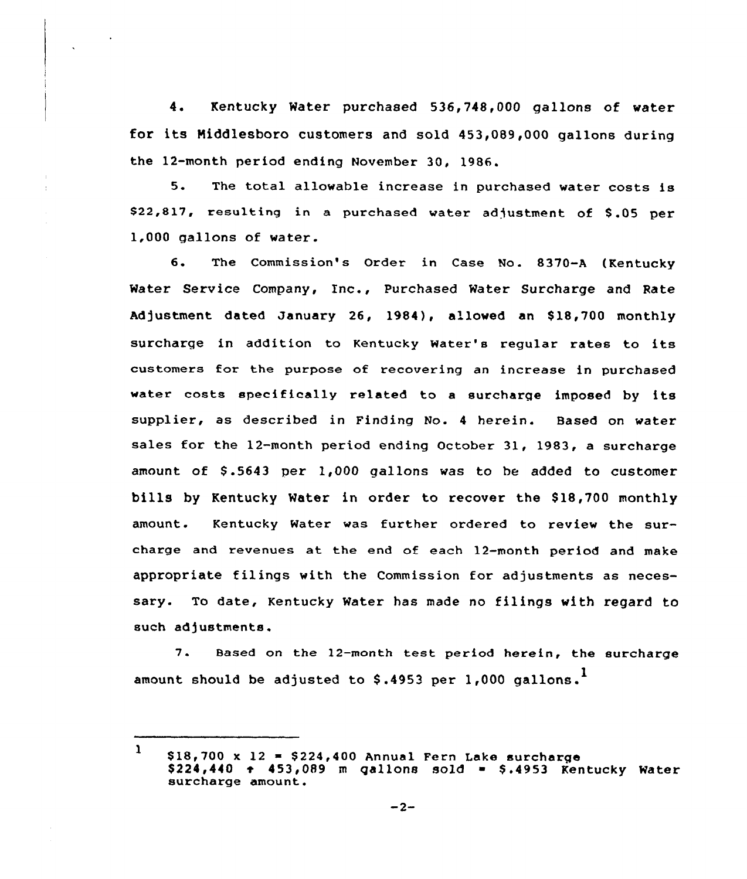4. Kentucky Water purchased 536,748,000 gallons of water for its Middlesboro customers and sold 453,089,000 gallons during the 12-month period ending November 30, 1986.

5. The total allowable increase in purchased water costs is $22,817, resulting in a purchased water adjustment of $.05 per 1,000 gallons of water.

6. The Commission's Order in Case No. 8370-A (Kentucky Water Service Company, Inc., Purchased Water Surcharge and Rate Adjustment dated January 26, 1984), allowed an $18,700 monthly surcharge in addition to Kentucky Water's regular rates to its customers for the purpose of recovering an increase in purchased water costs specifically related to a surcharge imposed by its supplier, as described in Finding No. 4 herein. Based on water sales for the 12-month period ending October 31, 1983, a surcharge amount of $.5643 per 1,000 gallons was to be added to customer bills by Kentucky Water in order to recover the $18,700 monthly amount. Kentucky Water was further ordered to review the surcharge and revenues at the end of each 12-month period and make appropriate filings with the Commission for adjustments as necessary. To date, Kentucky Water has made no filings with regard to such adjustments.

7. Based on the 12-month test period herein, the surcharge amount should be adjusted to $.4953 per 1,000 gallons.[1]

---

[1] $18,700 x 12 = $224,400 Annual Fern Lake surcharge
$224,440 ÷ 453,089 m gallons sold = $.4953 Kentucky Water surcharge amount.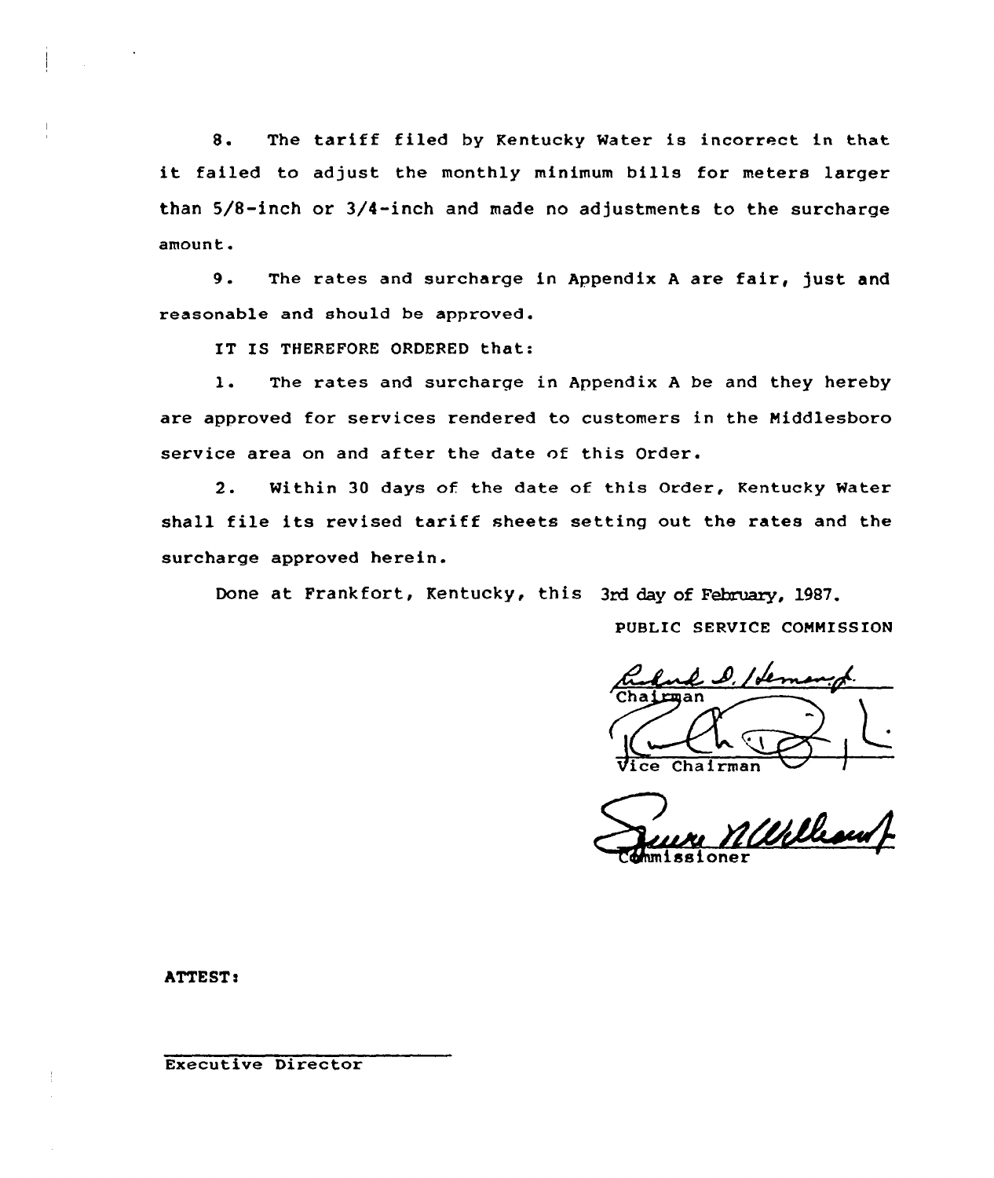8. The tariff filed by Kentucky Water is incorrect in that it failed to adjust the monthly minimum bills for meters larger than 5/8-inch or 3/4-inch and made no adjustments to the surcharge amount.

9. The rates and surcharge in Appendix A are fair, just and reasonable and should be approved.

IT IS THEREFORE ORDERED that:

1. The rates and surcharge in Appendix A be and they hereby are approved for services rendered to customers in the Middlesboro service area on and after the date of this Order.

2. Within 30 days of the date of this Order, Kentucky Water shall file its revised tariff sheets setting out the rates and the surcharge approved herein.

Done at Frankfort, Kentucky, this 3rd day of February, 1987.

PUBLIC SERVICE COMMISSION

Chairman

Vice Chairman

Commissioner

ATTEST:

Executive Director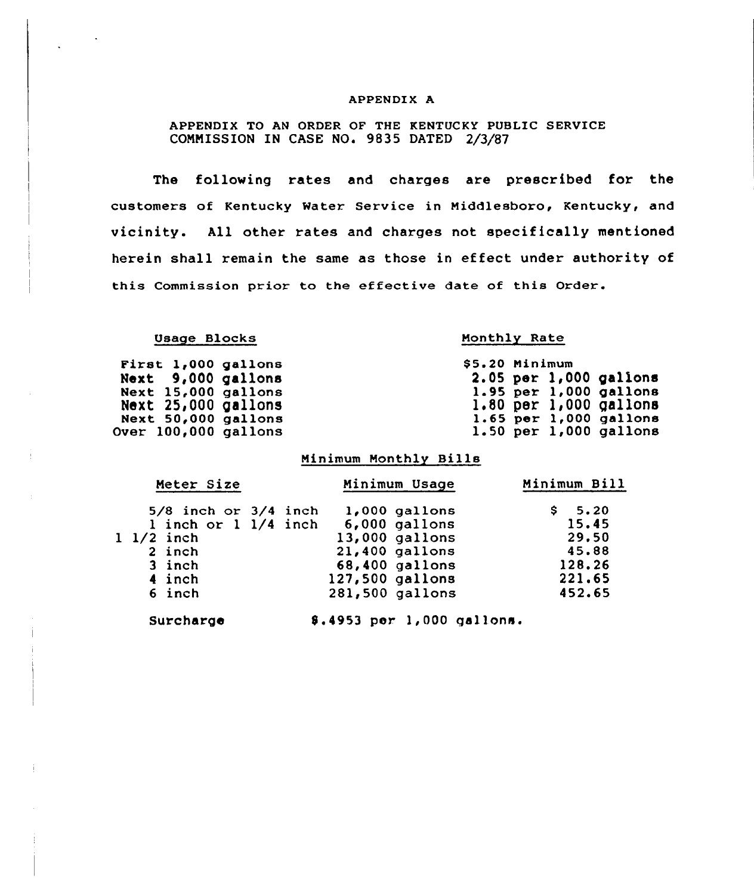# APPENDIX A

APPENDIX TO AN ORDER OF THE KENTUCKY PUBLIC SERVICE COMMISSION IN CASE NO. 9835 DATED 2/3/87

The following rates and charges are prescribed for the customers of Kentucky Water Service in Middlesboro, Kentucky, and vicinity. All other rates and charges not specifically mentioned herein shall remain the same as those in effect under authority of this Commission prior to the effective date of this Order.

| Usage Blocks | Monthly Rate |
| --- | --- |
| First 1,000 gallons | $5.20 Minimum |
| Next 9,000 gallons | 2.05 per 1,000 gallons |
| Next 15,000 gallons | 1.95 per 1,000 gallons |
| Next 25,000 gallons | 1.80 per 1,000 gallons |
| Next 50,000 gallons | 1.65 per 1,000 gallons |
| Over 100,000 gallons | 1.50 per 1,000 gallons |

Minimum Monthly Bills

| Meter Size | Minimum Usage | Minimum Bill |
| --- | --- | --- |
| 5/8 inch or 3/4 inch | 1,000 gallons | $ 5.20 |
| 1 inch or 1 1/4 inch | 6,000 gallons | 15.45 |
| 1 1/2 inch | 13,000 gallons | 29.50 |
| 2 inch | 21,400 gallons | 45.88 |
| 3 inch | 68,400 gallons | 128.26 |
| 4 inch | 127,500 gallons | 221.65 |
| 6 inch | 281,500 gallons | 452.65 |

Surcharge $.4953 per 1,000 gallons.